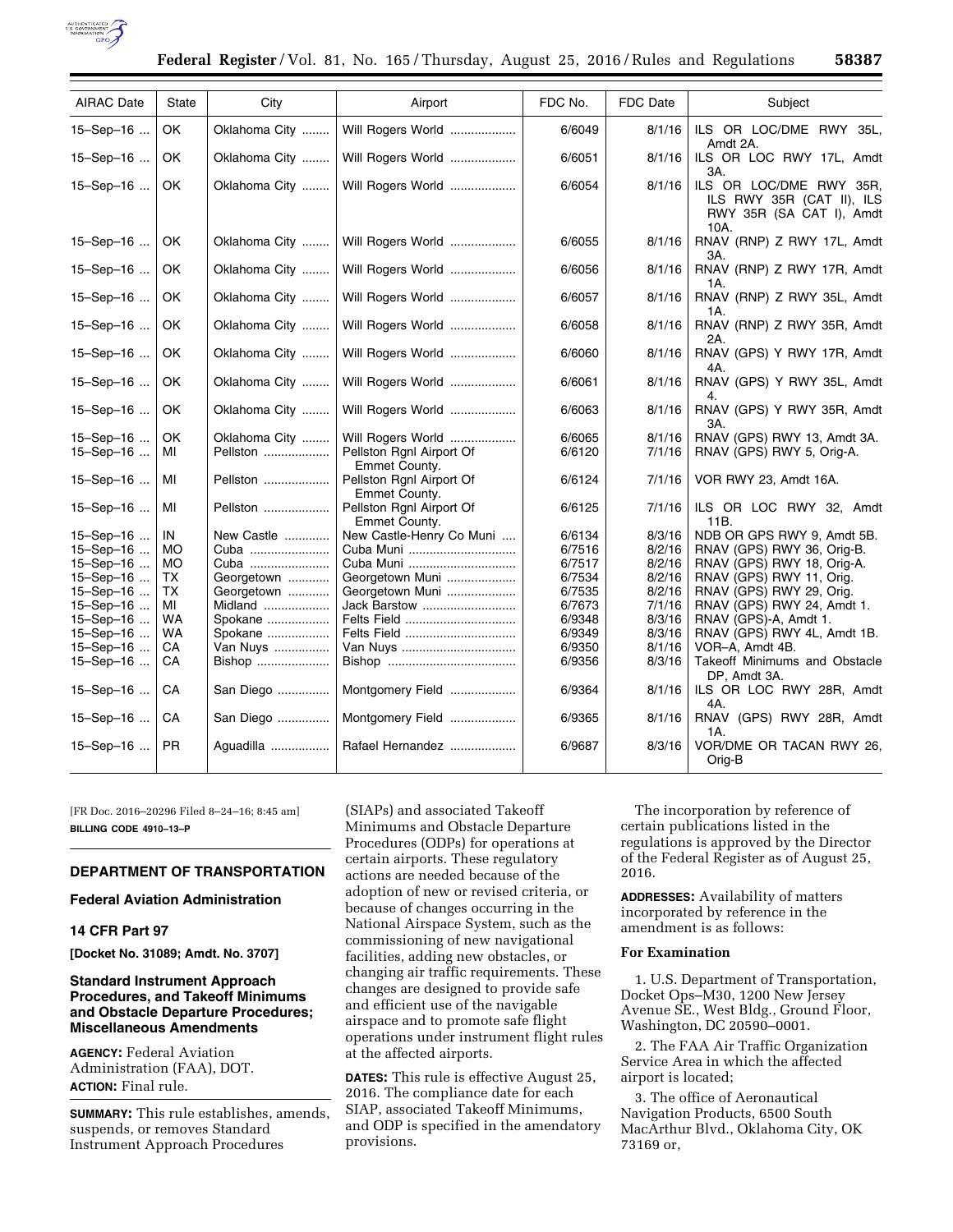| AIRAC Date | State | City | Airport | FDC No. | FDC Date | Subject |
|---|---|---|---|---|---|---|
| 15–Sep–16 ... | OK | Oklahoma City ........ | Will Rogers World ................... | 6/6049 | 8/1/16 | ILS OR LOC/DME RWY 35L, Amdt 2A. |
| 15–Sep–16 ... | OK | Oklahoma City ........ | Will Rogers World ................... | 6/6051 | 8/1/16 | ILS OR LOC RWY 17L, Amdt 3A. |
| 15–Sep–16 ... | OK | Oklahoma City ........ | Will Rogers World ................... | 6/6054 | 8/1/16 | ILS OR LOC/DME RWY 35R, ILS RWY 35R (CAT II), ILS RWY 35R (SA CAT I), Amdt 10A. |
| 15–Sep–16 ... | OK | Oklahoma City ........ | Will Rogers World ................... | 6/6055 | 8/1/16 | RNAV (RNP) Z RWY 17L, Amdt 3A. |
| 15–Sep–16 ... | OK | Oklahoma City ........ | Will Rogers World ................... | 6/6056 | 8/1/16 | RNAV (RNP) Z RWY 17R, Amdt 1A. |
| 15–Sep–16 ... | OK | Oklahoma City ........ | Will Rogers World ................... | 6/6057 | 8/1/16 | RNAV (RNP) Z RWY 35L, Amdt 1A. |
| 15–Sep–16 ... | OK | Oklahoma City ........ | Will Rogers World ................... | 6/6058 | 8/1/16 | RNAV (RNP) Z RWY 35R, Amdt 2A. |
| 15–Sep–16 ... | OK | Oklahoma City ........ | Will Rogers World ................... | 6/6060 | 8/1/16 | RNAV (GPS) Y RWY 17R, Amdt 4A. |
| 15–Sep–16 ... | OK | Oklahoma City ........ | Will Rogers World ................... | 6/6061 | 8/1/16 | RNAV (GPS) Y RWY 35L, Amdt 4. |
| 15–Sep–16 ... | OK | Oklahoma City ........ | Will Rogers World ................... | 6/6063 | 8/1/16 | RNAV (GPS) Y RWY 35R, Amdt 3A. |
| 15–Sep–16 ... | OK | Oklahoma City ........ | Will Rogers World ................... | 6/6065 | 8/1/16 | RNAV (GPS) RWY 13, Amdt 3A. |
| 15–Sep–16 ... | MI | Pellston ................... | Pellston Rgnl Airport Of Emmet County. | 6/6120 | 7/1/16 | RNAV (GPS) RWY 5, Orig-A. |
| 15–Sep–16 ... | MI | Pellston ................... | Pellston Rgnl Airport Of Emmet County. | 6/6124 | 7/1/16 | VOR RWY 23, Amdt 16A. |
| 15–Sep–16 ... | MI | Pellston ................... | Pellston Rgnl Airport Of Emmet County. | 6/6125 | 7/1/16 | ILS OR LOC RWY 32, Amdt 11B. |
| 15–Sep–16 ... | IN | New Castle ............. | New Castle-Henry Co Muni .... | 6/6134 | 8/3/16 | NDB OR GPS RWY 9, Amdt 5B. |
| 15–Sep–16 ... | MO | Cuba ....................... | Cuba Muni .............................. | 6/7516 | 8/2/16 | RNAV (GPS) RWY 36, Orig-B. |
| 15–Sep–16 ... | MO | Cuba ....................... | Cuba Muni .............................. | 6/7517 | 8/2/16 | RNAV (GPS) RWY 18, Orig-A. |
| 15–Sep–16 ... | TX | Georgetown ............ | Georgetown Muni .................... | 6/7534 | 8/2/16 | RNAV (GPS) RWY 11, Orig. |
| 15–Sep–16 ... | TX | Georgetown ............ | Georgetown Muni .................... | 6/7535 | 8/2/16 | RNAV (GPS) RWY 29, Orig. |
| 15–Sep–16 ... | MI | Midland ................... | Jack Barstow ........................... | 6/7673 | 7/1/16 | RNAV (GPS) RWY 24, Amdt 1. |
| 15–Sep–16 ... | WA | Spokane .................. | Felts Field ............................... | 6/9348 | 8/3/16 | RNAV (GPS)-A, Amdt 1. |
| 15–Sep–16 ... | WA | Spokane .................. | Felts Field ............................... | 6/9349 | 8/3/16 | RNAV (GPS) RWY 4L, Amdt 1B. |
| 15–Sep–16 ... | CA | Van Nuys ................ | Van Nuys ................................. | 6/9350 | 8/1/16 | VOR–A, Amdt 4B. |
| 15–Sep–16 ... | CA | Bishop ..................... | Bishop ..................................... | 6/9356 | 8/3/16 | Takeoff Minimums and Obstacle DP, Amdt 3A. |
| 15–Sep–16 ... | CA | San Diego ............... | Montgomery Field ................... | 6/9364 | 8/1/16 | ILS OR LOC RWY 28R, Amdt 4A. |
| 15–Sep–16 ... | CA | San Diego ............... | Montgomery Field ................... | 6/9365 | 8/1/16 | RNAV (GPS) RWY 28R, Amdt 1A. |
| 15–Sep–16 ... | PR | Aguadilla ................. | Rafael Hernandez ................... | 6/9687 | 8/3/16 | VOR/DME OR TACAN RWY 26, Orig-B |

[FR Doc. 2016–20296 Filed 8–24–16; 8:45 am]

**BILLING CODE 4910–13–P**

## DEPARTMENT OF TRANSPORTATION

### Federal Aviation Administration

### 14 CFR Part 97

**[Docket No. 31089; Amdt. No. 3707]**

### Standard Instrument Approach Procedures, and Takeoff Minimums and Obstacle Departure Procedures; Miscellaneous Amendments

**AGENCY:** Federal Aviation Administration (FAA), DOT.

**ACTION:** Final rule.

**SUMMARY:** This rule establishes, amends, suspends, or removes Standard Instrument Approach Procedures (SIAPs) and associated Takeoff Minimums and Obstacle Departure Procedures (ODPs) for operations at certain airports. These regulatory actions are needed because of the adoption of new or revised criteria, or because of changes occurring in the National Airspace System, such as the commissioning of new navigational facilities, adding new obstacles, or changing air traffic requirements. These changes are designed to provide safe and efficient use of the navigable airspace and to promote safe flight operations under instrument flight rules at the affected airports.

**DATES:** This rule is effective August 25, 2016. The compliance date for each SIAP, associated Takeoff Minimums, and ODP is specified in the amendatory provisions.

The incorporation by reference of certain publications listed in the regulations is approved by the Director of the Federal Register as of August 25, 2016.

**ADDRESSES:** Availability of matters incorporated by reference in the amendment is as follows:

**For Examination**

1. U.S. Department of Transportation, Docket Ops–M30, 1200 New Jersey Avenue SE., West Bldg., Ground Floor, Washington, DC 20590–0001.

2. The FAA Air Traffic Organization Service Area in which the affected airport is located;

3. The office of Aeronautical Navigation Products, 6500 South MacArthur Blvd., Oklahoma City, OK 73169 or,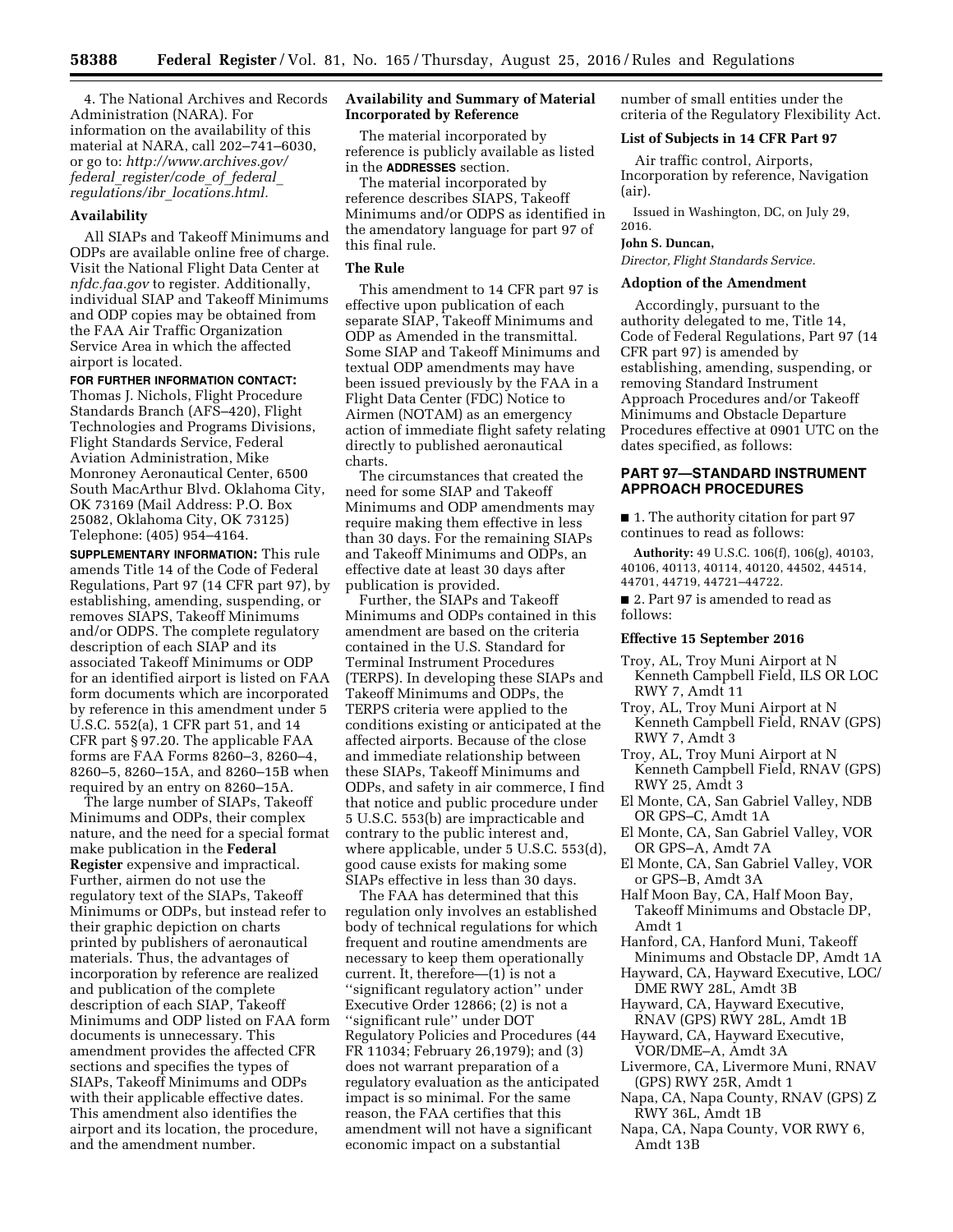4. The National Archives and Records Administration (NARA). For information on the availability of this material at NARA, call 202–741–6030, or go to: *http://www.archives.gov/federal_register/code_of_federal_regulations/ibr_locations.html.*

## Availability

All SIAPs and Takeoff Minimums and ODPs are available online free of charge. Visit the National Flight Data Center at *nfdc.faa.gov* to register. Additionally, individual SIAP and Takeoff Minimums and ODP copies may be obtained from the FAA Air Traffic Organization Service Area in which the affected airport is located.

**FOR FURTHER INFORMATION CONTACT:** Thomas J. Nichols, Flight Procedure Standards Branch (AFS–420), Flight Technologies and Programs Divisions, Flight Standards Service, Federal Aviation Administration, Mike Monroney Aeronautical Center, 6500 South MacArthur Blvd. Oklahoma City, OK 73169 (Mail Address: P.O. Box 25082, Oklahoma City, OK 73125) Telephone: (405) 954–4164.

**SUPPLEMENTARY INFORMATION:** This rule amends Title 14 of the Code of Federal Regulations, Part 97 (14 CFR part 97), by establishing, amending, suspending, or removes SIAPS, Takeoff Minimums and/or ODPS. The complete regulatory description of each SIAP and its associated Takeoff Minimums or ODP for an identified airport is listed on FAA form documents which are incorporated by reference in this amendment under 5 U.S.C. 552(a), 1 CFR part 51, and 14 CFR part § 97.20. The applicable FAA forms are FAA Forms 8260–3, 8260–4, 8260–5, 8260–15A, and 8260–15B when required by an entry on 8260–15A.

The large number of SIAPs, Takeoff Minimums and ODPs, their complex nature, and the need for a special format make publication in the **Federal Register** expensive and impractical. Further, airmen do not use the regulatory text of the SIAPs, Takeoff Minimums or ODPs, but instead refer to their graphic depiction on charts printed by publishers of aeronautical materials. Thus, the advantages of incorporation by reference are realized and publication of the complete description of each SIAP, Takeoff Minimums and ODP listed on FAA form documents is unnecessary. This amendment provides the affected CFR sections and specifies the types of SIAPs, Takeoff Minimums and ODPs with their applicable effective dates. This amendment also identifies the airport and its location, the procedure, and the amendment number.

## Availability and Summary of Material Incorporated by Reference

The material incorporated by reference is publicly available as listed in the **ADDRESSES** section.

The material incorporated by reference describes SIAPS, Takeoff Minimums and/or ODPS as identified in the amendatory language for part 97 of this final rule.

## The Rule

This amendment to 14 CFR part 97 is effective upon publication of each separate SIAP, Takeoff Minimums and ODP as Amended in the transmittal. Some SIAP and Takeoff Minimums and textual ODP amendments may have been issued previously by the FAA in a Flight Data Center (FDC) Notice to Airmen (NOTAM) as an emergency action of immediate flight safety relating directly to published aeronautical charts.

The circumstances that created the need for some SIAP and Takeoff Minimums and ODP amendments may require making them effective in less than 30 days. For the remaining SIAPs and Takeoff Minimums and ODPs, an effective date at least 30 days after publication is provided.

Further, the SIAPs and Takeoff Minimums and ODPs contained in this amendment are based on the criteria contained in the U.S. Standard for Terminal Instrument Procedures (TERPS). In developing these SIAPs and Takeoff Minimums and ODPs, the TERPS criteria were applied to the conditions existing or anticipated at the affected airports. Because of the close and immediate relationship between these SIAPs, Takeoff Minimums and ODPs, and safety in air commerce, I find that notice and public procedure under 5 U.S.C. 553(b) are impracticable and contrary to the public interest and, where applicable, under 5 U.S.C. 553(d), good cause exists for making some SIAPs effective in less than 30 days.

The FAA has determined that this regulation only involves an established body of technical regulations for which frequent and routine amendments are necessary to keep them operationally current. It, therefore—(1) is not a ''significant regulatory action'' under Executive Order 12866; (2) is not a ''significant rule'' under DOT Regulatory Policies and Procedures (44 FR 11034; February 26,1979); and (3) does not warrant preparation of a regulatory evaluation as the anticipated impact is so minimal. For the same reason, the FAA certifies that this amendment will not have a significant economic impact on a substantial number of small entities under the criteria of the Regulatory Flexibility Act.

## List of Subjects in 14 CFR Part 97

Air traffic control, Airports, Incorporation by reference, Navigation (air).

Issued in Washington, DC, on July 29, 2016.

**John S. Duncan,**

*Director, Flight Standards Service.*

## Adoption of the Amendment

Accordingly, pursuant to the authority delegated to me, Title 14, Code of Federal Regulations, Part 97 (14 CFR part 97) is amended by establishing, amending, suspending, or removing Standard Instrument Approach Procedures and/or Takeoff Minimums and Obstacle Departure Procedures effective at 0901 UTC on the dates specified, as follows:

## PART 97—STANDARD INSTRUMENT APPROACH PROCEDURES

■ 1. The authority citation for part 97 continues to read as follows:

**Authority:** 49 U.S.C. 106(f), 106(g), 40103, 40106, 40113, 40114, 40120, 44502, 44514, 44701, 44719, 44721–44722.

■ 2. Part 97 is amended to read as follows:

### Effective 15 September 2016

Troy, AL, Troy Muni Airport at N Kenneth Campbell Field, ILS OR LOC RWY 7, Amdt 11

Troy, AL, Troy Muni Airport at N Kenneth Campbell Field, RNAV (GPS) RWY 7, Amdt 3

Troy, AL, Troy Muni Airport at N Kenneth Campbell Field, RNAV (GPS) RWY 25, Amdt 3

El Monte, CA, San Gabriel Valley, NDB OR GPS–C, Amdt 1A

El Monte, CA, San Gabriel Valley, VOR OR GPS–A, Amdt 7A

El Monte, CA, San Gabriel Valley, VOR or GPS–B, Amdt 3A

Half Moon Bay, CA, Half Moon Bay, Takeoff Minimums and Obstacle DP, Amdt 1

Hanford, CA, Hanford Muni, Takeoff Minimums and Obstacle DP, Amdt 1A

Hayward, CA, Hayward Executive, LOC/DME RWY 28L, Amdt 3B

Hayward, CA, Hayward Executive, RNAV (GPS) RWY 28L, Amdt 1B

Hayward, CA, Hayward Executive, VOR/DME–A, Amdt 3A

Livermore, CA, Livermore Muni, RNAV (GPS) RWY 25R, Amdt 1

Napa, CA, Napa County, RNAV (GPS) Z RWY 36L, Amdt 1B

Napa, CA, Napa County, VOR RWY 6, Amdt 13B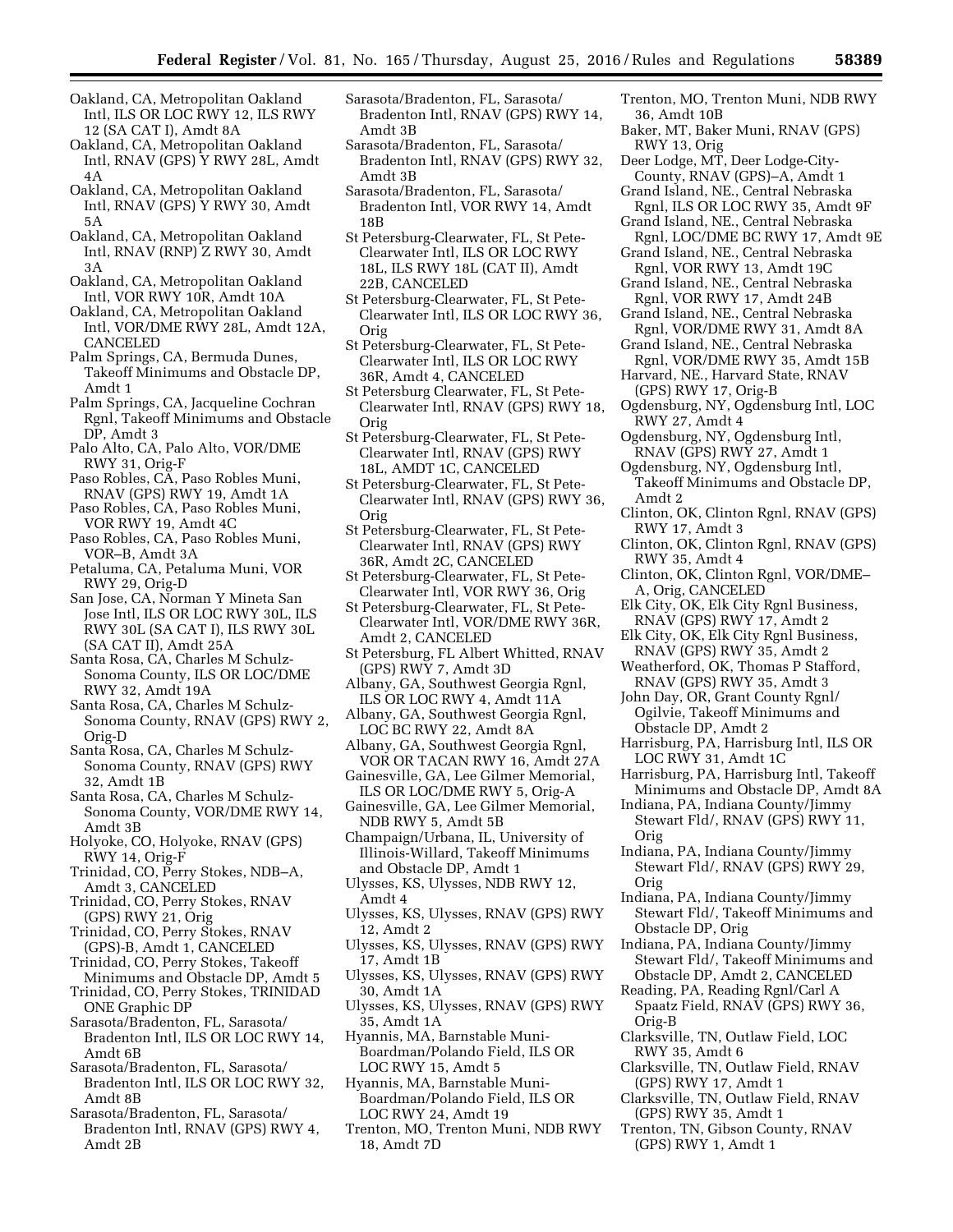Oakland, CA, Metropolitan Oakland Intl, ILS OR LOC RWY 12, ILS RWY 12 (SA CAT I), Amdt 8A

Oakland, CA, Metropolitan Oakland Intl, RNAV (GPS) Y RWY 28L, Amdt 4A

Oakland, CA, Metropolitan Oakland Intl, RNAV (GPS) Y RWY 30, Amdt 5A

Oakland, CA, Metropolitan Oakland Intl, RNAV (RNP) Z RWY 30, Amdt 3A

Oakland, CA, Metropolitan Oakland Intl, VOR RWY 10R, Amdt 10A

Oakland, CA, Metropolitan Oakland Intl, VOR/DME RWY 28L, Amdt 12A, CANCELED

Palm Springs, CA, Bermuda Dunes, Takeoff Minimums and Obstacle DP, Amdt 1

Palm Springs, CA, Jacqueline Cochran Rgnl, Takeoff Minimums and Obstacle DP, Amdt 3

Palo Alto, CA, Palo Alto, VOR/DME RWY 31, Orig-F

Paso Robles, CA, Paso Robles Muni, RNAV (GPS) RWY 19, Amdt 1A

Paso Robles, CA, Paso Robles Muni, VOR RWY 19, Amdt 4C

Paso Robles, CA, Paso Robles Muni, VOR–B, Amdt 3A

Petaluma, CA, Petaluma Muni, VOR RWY 29, Orig-D

San Jose, CA, Norman Y Mineta San Jose Intl, ILS OR LOC RWY 30L, ILS RWY 30L (SA CAT I), ILS RWY 30L (SA CAT II), Amdt 25A

Santa Rosa, CA, Charles M Schulz-Sonoma County, ILS OR LOC/DME RWY 32, Amdt 19A

Santa Rosa, CA, Charles M Schulz-Sonoma County, RNAV (GPS) RWY 2, Orig-D

Santa Rosa, CA, Charles M Schulz-Sonoma County, RNAV (GPS) RWY 32, Amdt 1B

Santa Rosa, CA, Charles M Schulz-Sonoma County, VOR/DME RWY 14, Amdt 3B

Holyoke, CO, Holyoke, RNAV (GPS) RWY 14, Orig-F

Trinidad, CO, Perry Stokes, NDB–A, Amdt 3, CANCELED

Trinidad, CO, Perry Stokes, RNAV (GPS) RWY 21, Orig

Trinidad, CO, Perry Stokes, RNAV (GPS)-B, Amdt 1, CANCELED

Trinidad, CO, Perry Stokes, Takeoff Minimums and Obstacle DP, Amdt 5

Trinidad, CO, Perry Stokes, TRINIDAD ONE Graphic DP

Sarasota/Bradenton, FL, Sarasota/Bradenton Intl, ILS OR LOC RWY 14, Amdt 6B

Sarasota/Bradenton, FL, Sarasota/Bradenton Intl, ILS OR LOC RWY 32, Amdt 8B

Sarasota/Bradenton, FL, Sarasota/Bradenton Intl, RNAV (GPS) RWY 4, Amdt 2B

Sarasota/Bradenton, FL, Sarasota/Bradenton Intl, RNAV (GPS) RWY 14, Amdt 3B

Sarasota/Bradenton, FL, Sarasota/Bradenton Intl, RNAV (GPS) RWY 32, Amdt 3B

Sarasota/Bradenton, FL, Sarasota/Bradenton Intl, VOR RWY 14, Amdt 18B

St Petersburg-Clearwater, FL, St Pete-Clearwater Intl, ILS OR LOC RWY 18L, ILS RWY 18L (CAT II), Amdt 22B, CANCELED

St Petersburg-Clearwater, FL, St Pete-Clearwater Intl, ILS OR LOC RWY 36, Orig

St Petersburg-Clearwater, FL, St Pete-Clearwater Intl, ILS OR LOC RWY 36R, Amdt 4, CANCELED

St Petersburg Clearwater, FL, St Pete-Clearwater Intl, RNAV (GPS) RWY 18, Orig

St Petersburg-Clearwater, FL, St Pete-Clearwater Intl, RNAV (GPS) RWY 18L, AMDT 1C, CANCELED

St Petersburg-Clearwater, FL, St Pete-Clearwater Intl, RNAV (GPS) RWY 36, Orig

St Petersburg-Clearwater, FL, St Pete-Clearwater Intl, RNAV (GPS) RWY 36R, Amdt 2C, CANCELED

St Petersburg-Clearwater, FL, St Pete-Clearwater Intl, VOR RWY 36, Orig

St Petersburg-Clearwater, FL, St Pete-Clearwater Intl, VOR/DME RWY 36R, Amdt 2, CANCELED

St Petersburg, FL Albert Whitted, RNAV (GPS) RWY 7, Amdt 3D

Albany, GA, Southwest Georgia Rgnl, ILS OR LOC RWY 4, Amdt 11A

Albany, GA, Southwest Georgia Rgnl, LOC BC RWY 22, Amdt 8A

Albany, GA, Southwest Georgia Rgnl, VOR OR TACAN RWY 16, Amdt 27A

Gainesville, GA, Lee Gilmer Memorial, ILS OR LOC/DME RWY 5, Orig-A

Gainesville, GA, Lee Gilmer Memorial, NDB RWY 5, Amdt 5B

Champaign/Urbana, IL, University of Illinois-Willard, Takeoff Minimums and Obstacle DP, Amdt 1

Ulysses, KS, Ulysses, NDB RWY 12, Amdt 4

Ulysses, KS, Ulysses, RNAV (GPS) RWY 12, Amdt 2

Ulysses, KS, Ulysses, RNAV (GPS) RWY 17, Amdt 1B

Ulysses, KS, Ulysses, RNAV (GPS) RWY 30, Amdt 1A

Ulysses, KS, Ulysses, RNAV (GPS) RWY 35, Amdt 1A

Hyannis, MA, Barnstable Muni-Boardman/Polando Field, ILS OR LOC RWY 15, Amdt 5

Hyannis, MA, Barnstable Muni-Boardman/Polando Field, ILS OR LOC RWY 24, Amdt 19

Trenton, MO, Trenton Muni, NDB RWY 18, Amdt 7D

Trenton, MO, Trenton Muni, NDB RWY 36, Amdt 10B

Baker, MT, Baker Muni, RNAV (GPS) RWY 13, Orig

Deer Lodge, MT, Deer Lodge-City-County, RNAV (GPS)–A, Amdt 1

Grand Island, NE., Central Nebraska Rgnl, ILS OR LOC RWY 35, Amdt 9F

Grand Island, NE., Central Nebraska Rgnl, LOC/DME BC RWY 17, Amdt 9E

Grand Island, NE., Central Nebraska Rgnl, VOR RWY 13, Amdt 19C

Grand Island, NE., Central Nebraska Rgnl, VOR RWY 17, Amdt 24B

Grand Island, NE., Central Nebraska Rgnl, VOR/DME RWY 31, Amdt 8A

Grand Island, NE., Central Nebraska Rgnl, VOR/DME RWY 35, Amdt 15B

Harvard, NE., Harvard State, RNAV (GPS) RWY 17, Orig-B

Ogdensburg, NY, Ogdensburg Intl, LOC RWY 27, Amdt 4

Ogdensburg, NY, Ogdensburg Intl, RNAV (GPS) RWY 27, Amdt 1

Ogdensburg, NY, Ogdensburg Intl, Takeoff Minimums and Obstacle DP, Amdt 2

Clinton, OK, Clinton Rgnl, RNAV (GPS) RWY 17, Amdt 3

Clinton, OK, Clinton Rgnl, RNAV (GPS) RWY 35, Amdt 4

Clinton, OK, Clinton Rgnl, VOR/DME–A, Orig, CANCELED

Elk City, OK, Elk City Rgnl Business, RNAV (GPS) RWY 17, Amdt 2

Elk City, OK, Elk City Rgnl Business, RNAV (GPS) RWY 35, Amdt 2

Weatherford, OK, Thomas P Stafford, RNAV (GPS) RWY 35, Amdt 3

John Day, OR, Grant County Rgnl/Ogilvie, Takeoff Minimums and Obstacle DP, Amdt 2

Harrisburg, PA, Harrisburg Intl, ILS OR LOC RWY 31, Amdt 1C

Harrisburg, PA, Harrisburg Intl, Takeoff Minimums and Obstacle DP, Amdt 8A

Indiana, PA, Indiana County/Jimmy Stewart Fld/, RNAV (GPS) RWY 11, Orig

Indiana, PA, Indiana County/Jimmy Stewart Fld/, RNAV (GPS) RWY 29, Orig

Indiana, PA, Indiana County/Jimmy Stewart Fld/, Takeoff Minimums and Obstacle DP, Orig

Indiana, PA, Indiana County/Jimmy Stewart Fld/, Takeoff Minimums and Obstacle DP, Amdt 2, CANCELED

Reading, PA, Reading Rgnl/Carl A Spaatz Field, RNAV (GPS) RWY 36, Orig-B

Clarksville, TN, Outlaw Field, LOC RWY 35, Amdt 6

Clarksville, TN, Outlaw Field, RNAV (GPS) RWY 17, Amdt 1

Clarksville, TN, Outlaw Field, RNAV (GPS) RWY 35, Amdt 1

Trenton, TN, Gibson County, RNAV (GPS) RWY 1, Amdt 1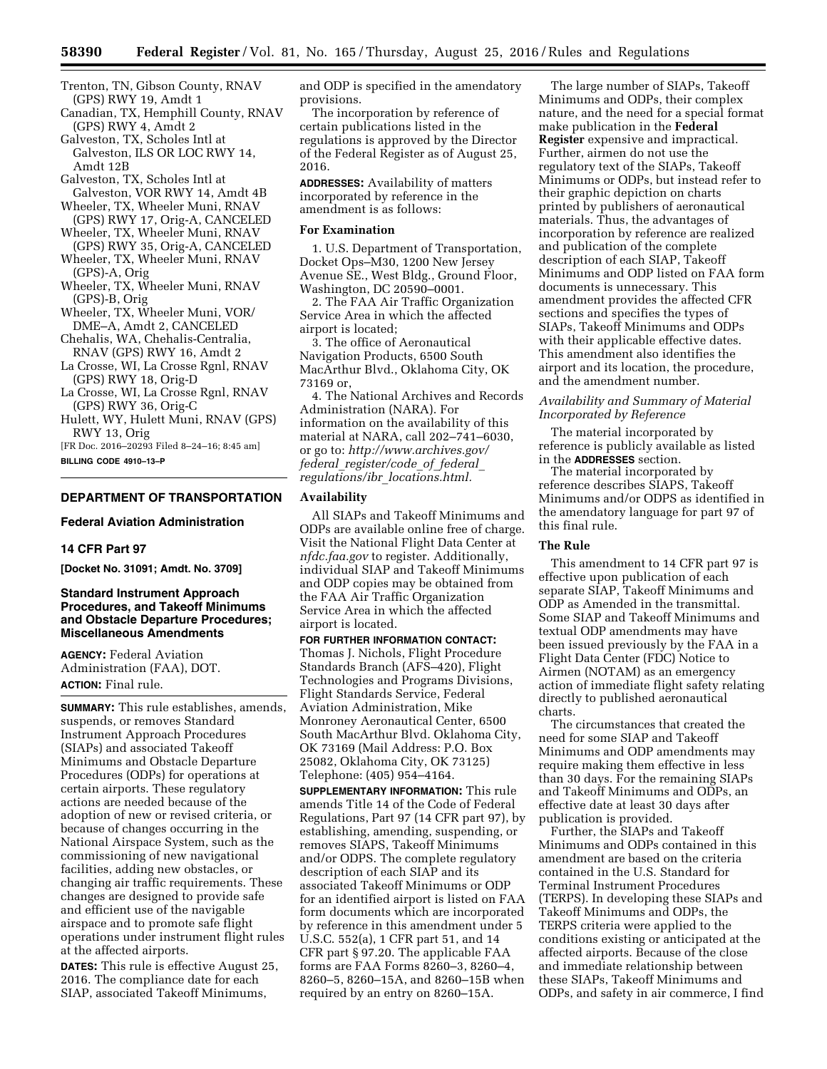Trenton, TN, Gibson County, RNAV (GPS) RWY 19, Amdt 1

Canadian, TX, Hemphill County, RNAV (GPS) RWY 4, Amdt 2

Galveston, TX, Scholes Intl at Galveston, ILS OR LOC RWY 14, Amdt 12B

Galveston, TX, Scholes Intl at Galveston, VOR RWY 14, Amdt 4B

Wheeler, TX, Wheeler Muni, RNAV (GPS) RWY 17, Orig-A, CANCELED

Wheeler, TX, Wheeler Muni, RNAV (GPS) RWY 35, Orig-A, CANCELED

Wheeler, TX, Wheeler Muni, RNAV (GPS)-A, Orig

Wheeler, TX, Wheeler Muni, RNAV (GPS)-B, Orig

Wheeler, TX, Wheeler Muni, VOR/DME–A, Amdt 2, CANCELED

Chehalis, WA, Chehalis-Centralia, RNAV (GPS) RWY 16, Amdt 2

La Crosse, WI, La Crosse Rgnl, RNAV (GPS) RWY 18, Orig-D

La Crosse, WI, La Crosse Rgnl, RNAV (GPS) RWY 36, Orig-C

Hulett, WY, Hulett Muni, RNAV (GPS) RWY 13, Orig

[FR Doc. 2016–20293 Filed 8–24–16; 8:45 am]

**BILLING CODE 4910–13–P**

## DEPARTMENT OF TRANSPORTATION

### Federal Aviation Administration

### 14 CFR Part 97

**[Docket No. 31091; Amdt. No. 3709]**

### Standard Instrument Approach Procedures, and Takeoff Minimums and Obstacle Departure Procedures; Miscellaneous Amendments

**AGENCY:** Federal Aviation Administration (FAA), DOT.

**ACTION:** Final rule.

**SUMMARY:** This rule establishes, amends, suspends, or removes Standard Instrument Approach Procedures (SIAPs) and associated Takeoff Minimums and Obstacle Departure Procedures (ODPs) for operations at certain airports. These regulatory actions are needed because of the adoption of new or revised criteria, or because of changes occurring in the National Airspace System, such as the commissioning of new navigational facilities, adding new obstacles, or changing air traffic requirements. These changes are designed to provide safe and efficient use of the navigable airspace and to promote safe flight operations under instrument flight rules at the affected airports.

**DATES:** This rule is effective August 25, 2016. The compliance date for each SIAP, associated Takeoff Minimums, and ODP is specified in the amendatory provisions.

The incorporation by reference of certain publications listed in the regulations is approved by the Director of the Federal Register as of August 25, 2016.

**ADDRESSES:** Availability of matters incorporated by reference in the amendment is as follows:

**For Examination**

1. U.S. Department of Transportation, Docket Ops–M30, 1200 New Jersey Avenue SE., West Bldg., Ground Floor, Washington, DC 20590–0001.

2. The FAA Air Traffic Organization Service Area in which the affected airport is located;

3. The office of Aeronautical Navigation Products, 6500 South MacArthur Blvd., Oklahoma City, OK 73169 or,

4. The National Archives and Records Administration (NARA). For information on the availability of this material at NARA, call 202–741–6030, or go to: *http://www.archives.gov/federal_register/code_of_federal_regulations/ibr_locations.html.*

**Availability**

All SIAPs and Takeoff Minimums and ODPs are available online free of charge. Visit the National Flight Data Center at *nfdc.faa.gov* to register. Additionally, individual SIAP and Takeoff Minimums and ODP copies may be obtained from the FAA Air Traffic Organization Service Area in which the affected airport is located.

**FOR FURTHER INFORMATION CONTACT:** Thomas J. Nichols, Flight Procedure Standards Branch (AFS–420), Flight Technologies and Programs Divisions, Flight Standards Service, Federal Aviation Administration, Mike Monroney Aeronautical Center, 6500 South MacArthur Blvd. Oklahoma City, OK 73169 (Mail Address: P.O. Box 25082, Oklahoma City, OK 73125) Telephone: (405) 954–4164.

**SUPPLEMENTARY INFORMATION:** This rule amends Title 14 of the Code of Federal Regulations, Part 97 (14 CFR part 97), by establishing, amending, suspending, or removes SIAPS, Takeoff Minimums and/or ODPS. The complete regulatory description of each SIAP and its associated Takeoff Minimums or ODP for an identified airport is listed on FAA form documents which are incorporated by reference in this amendment under 5 U.S.C. 552(a), 1 CFR part 51, and 14 CFR part § 97.20. The applicable FAA forms are FAA Forms 8260–3, 8260–4, 8260–5, 8260–15A, and 8260–15B when required by an entry on 8260–15A.

The large number of SIAPs, Takeoff Minimums and ODPs, their complex nature, and the need for a special format make publication in the **Federal Register** expensive and impractical. Further, airmen do not use the regulatory text of the SIAPs, Takeoff Minimums or ODPs, but instead refer to their graphic depiction on charts printed by publishers of aeronautical materials. Thus, the advantages of incorporation by reference are realized and publication of the complete description of each SIAP, Takeoff Minimums and ODP listed on FAA form documents is unnecessary. This amendment provides the affected CFR sections and specifies the types of SIAPs, Takeoff Minimums and ODPs with their applicable effective dates. This amendment also identifies the airport and its location, the procedure, and the amendment number.

*Availability and Summary of Material Incorporated by Reference*

The material incorporated by reference is publicly available as listed in the **ADDRESSES** section.

The material incorporated by reference describes SIAPS, Takeoff Minimums and/or ODPS as identified in the amendatory language for part 97 of this final rule.

**The Rule**

This amendment to 14 CFR part 97 is effective upon publication of each separate SIAP, Takeoff Minimums and ODP as Amended in the transmittal. Some SIAP and Takeoff Minimums and textual ODP amendments may have been issued previously by the FAA in a Flight Data Center (FDC) Notice to Airmen (NOTAM) as an emergency action of immediate flight safety relating directly to published aeronautical charts.

The circumstances that created the need for some SIAP and Takeoff Minimums and ODP amendments may require making them effective in less than 30 days. For the remaining SIAPs and Takeoff Minimums and ODPs, an effective date at least 30 days after publication is provided.

Further, the SIAPs and Takeoff Minimums and ODPs contained in this amendment are based on the criteria contained in the U.S. Standard for Terminal Instrument Procedures (TERPS). In developing these SIAPs and Takeoff Minimums and ODPs, the TERPS criteria were applied to the conditions existing or anticipated at the affected airports. Because of the close and immediate relationship between these SIAPs, Takeoff Minimums and ODPs, and safety in air commerce, I find